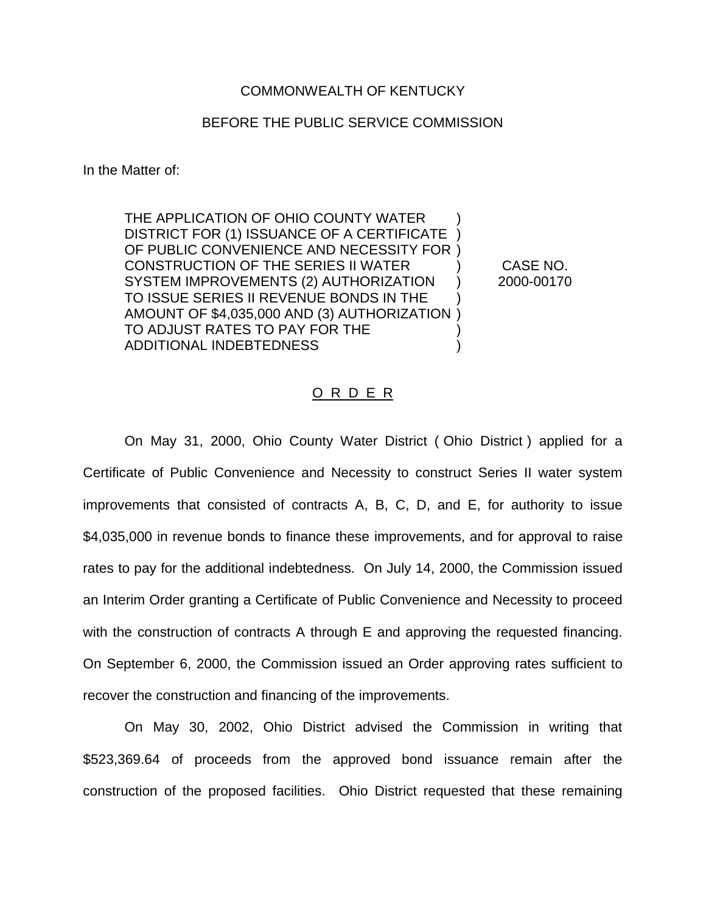COMMONWEALTH OF KENTUCKY

BEFORE THE PUBLIC SERVICE COMMISSION

In the Matter of:

| | |
|---|---|
| THE APPLICATION OF OHIO COUNTY WATER DISTRICT FOR (1) ISSUANCE OF A CERTIFICATE OF PUBLIC CONVENIENCE AND NECESSITY FOR CONSTRUCTION OF THE SERIES II WATER SYSTEM IMPROVEMENTS (2) AUTHORIZATION TO ISSUE SERIES II REVENUE BONDS IN THE AMOUNT OF $4,035,000 AND (3) AUTHORIZATION TO ADJUST RATES TO PAY FOR THE ADDITIONAL INDEBTEDNESS | CASE NO. 2000-00170 |

## O R D E R

On May 31, 2000, Ohio County Water District ( Ohio District ) applied for a Certificate of Public Convenience and Necessity to construct Series II water system improvements that consisted of contracts A, B, C, D, and E, for authority to issue $4,035,000 in revenue bonds to finance these improvements, and for approval to raise rates to pay for the additional indebtedness. On July 14, 2000, the Commission issued an Interim Order granting a Certificate of Public Convenience and Necessity to proceed with the construction of contracts A through E and approving the requested financing. On September 6, 2000, the Commission issued an Order approving rates sufficient to recover the construction and financing of the improvements.

On May 30, 2002, Ohio District advised the Commission in writing that $523,369.64 of proceeds from the approved bond issuance remain after the construction of the proposed facilities. Ohio District requested that these remaining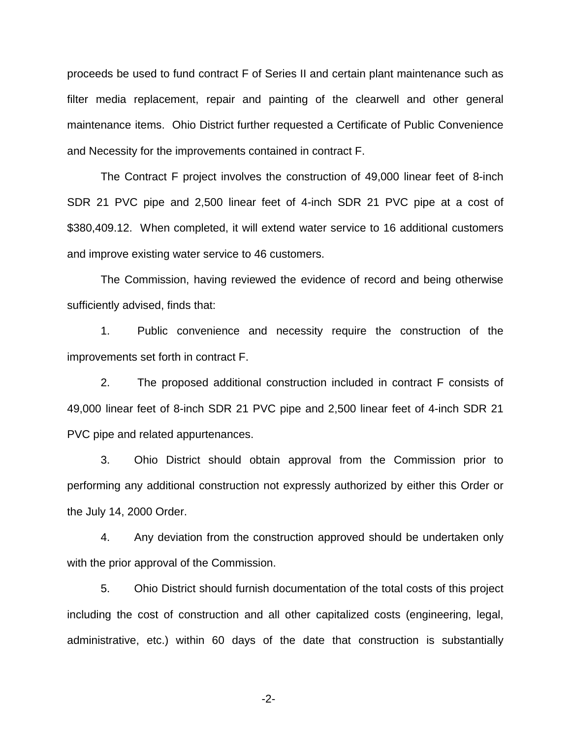proceeds be used to fund contract F of Series II and certain plant maintenance such as filter media replacement, repair and painting of the clearwell and other general maintenance items. Ohio District further requested a Certificate of Public Convenience and Necessity for the improvements contained in contract F.

The Contract F project involves the construction of 49,000 linear feet of 8-inch SDR 21 PVC pipe and 2,500 linear feet of 4-inch SDR 21 PVC pipe at a cost of $380,409.12. When completed, it will extend water service to 16 additional customers and improve existing water service to 46 customers.

The Commission, having reviewed the evidence of record and being otherwise sufficiently advised, finds that:

1. Public convenience and necessity require the construction of the improvements set forth in contract F.

2. The proposed additional construction included in contract F consists of 49,000 linear feet of 8-inch SDR 21 PVC pipe and 2,500 linear feet of 4-inch SDR 21 PVC pipe and related appurtenances.

3. Ohio District should obtain approval from the Commission prior to performing any additional construction not expressly authorized by either this Order or the July 14, 2000 Order.

4. Any deviation from the construction approved should be undertaken only with the prior approval of the Commission.

5. Ohio District should furnish documentation of the total costs of this project including the cost of construction and all other capitalized costs (engineering, legal, administrative, etc.) within 60 days of the date that construction is substantially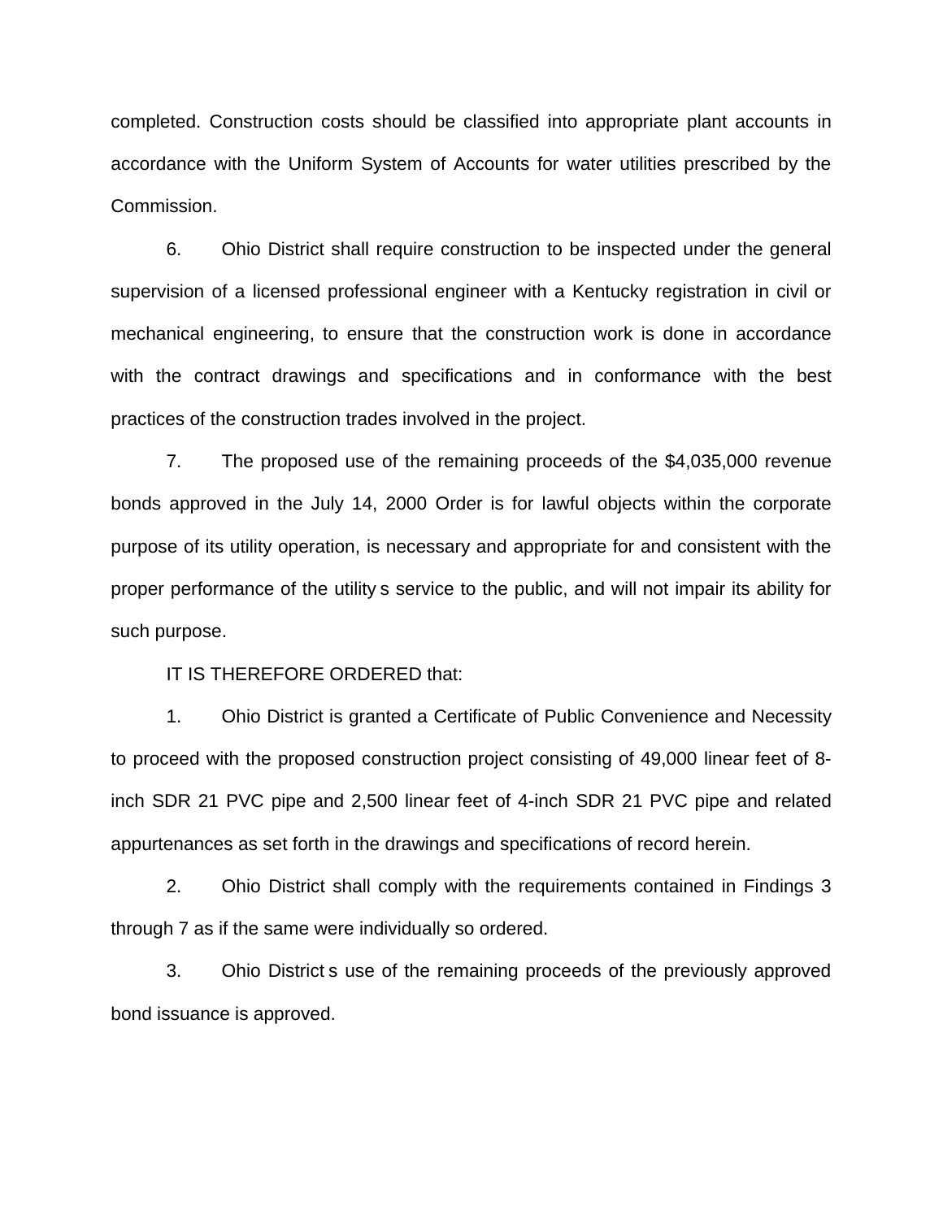completed. Construction costs should be classified into appropriate plant accounts in accordance with the Uniform System of Accounts for water utilities prescribed by the Commission.

6. Ohio District shall require construction to be inspected under the general supervision of a licensed professional engineer with a Kentucky registration in civil or mechanical engineering, to ensure that the construction work is done in accordance with the contract drawings and specifications and in conformance with the best practices of the construction trades involved in the project.

7. The proposed use of the remaining proceeds of the $4,035,000 revenue bonds approved in the July 14, 2000 Order is for lawful objects within the corporate purpose of its utility operation, is necessary and appropriate for and consistent with the proper performance of the utility s service to the public, and will not impair its ability for such purpose.

IT IS THEREFORE ORDERED that:

1. Ohio District is granted a Certificate of Public Convenience and Necessity to proceed with the proposed construction project consisting of 49,000 linear feet of 8-inch SDR 21 PVC pipe and 2,500 linear feet of 4-inch SDR 21 PVC pipe and related appurtenances as set forth in the drawings and specifications of record herein.

2. Ohio District shall comply with the requirements contained in Findings 3 through 7 as if the same were individually so ordered.

3. Ohio District s use of the remaining proceeds of the previously approved bond issuance is approved.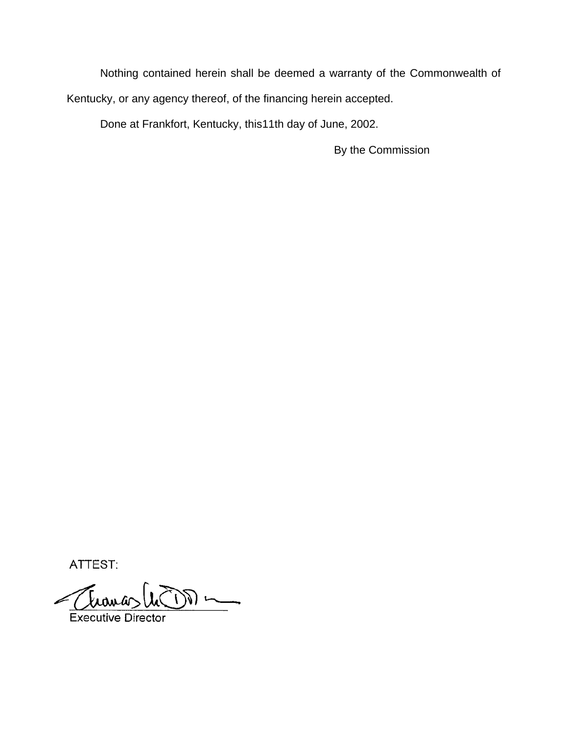Nothing contained herein shall be deemed a warranty of the Commonwealth of Kentucky, or any agency thereof, of the financing herein accepted.

Done at Frankfort, Kentucky, this11th day of June, 2002.

By the Commission

ATTEST:

Executive Director